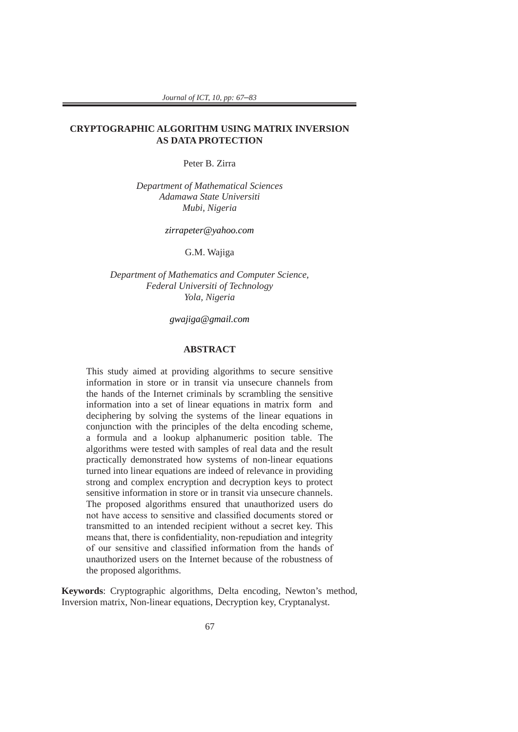# CRYPTOGRAPHIC ALGORITHM USING MATRIX INVERSION AS DATA PROTECTION

Peter B. Zirra

*Department of Mathematical Sciences*
*Adamawa State Universiti*
*Mubi, Nigeria*

*zirrapeter@yahoo.com*

G.M. Wajiga

*Department of Mathematics and Computer Science,*
*Federal Universiti of Technology*
*Yola, Nigeria*

*gwajiga@gmail.com*

## ABSTRACT

This study aimed at providing algorithms to secure sensitive information in store or in transit via unsecure channels from the hands of the Internet criminals by scrambling the sensitive information into a set of linear equations in matrix form and deciphering by solving the systems of the linear equations in conjunction with the principles of the delta encoding scheme, a formula and a lookup alphanumeric position table. The algorithms were tested with samples of real data and the result practically demonstrated how systems of non-linear equations turned into linear equations are indeed of relevance in providing strong and complex encryption and decryption keys to protect sensitive information in store or in transit via unsecure channels. The proposed algorithms ensured that unauthorized users do not have access to sensitive and classified documents stored or transmitted to an intended recipient without a secret key. This means that, there is confidentiality, non-repudiation and integrity of our sensitive and classified information from the hands of unauthorized users on the Internet because of the robustness of the proposed algorithms.

**Keywords**: Cryptographic algorithms, Delta encoding, Newton's method, Inversion matrix, Non-linear equations, Decryption key, Cryptanalyst.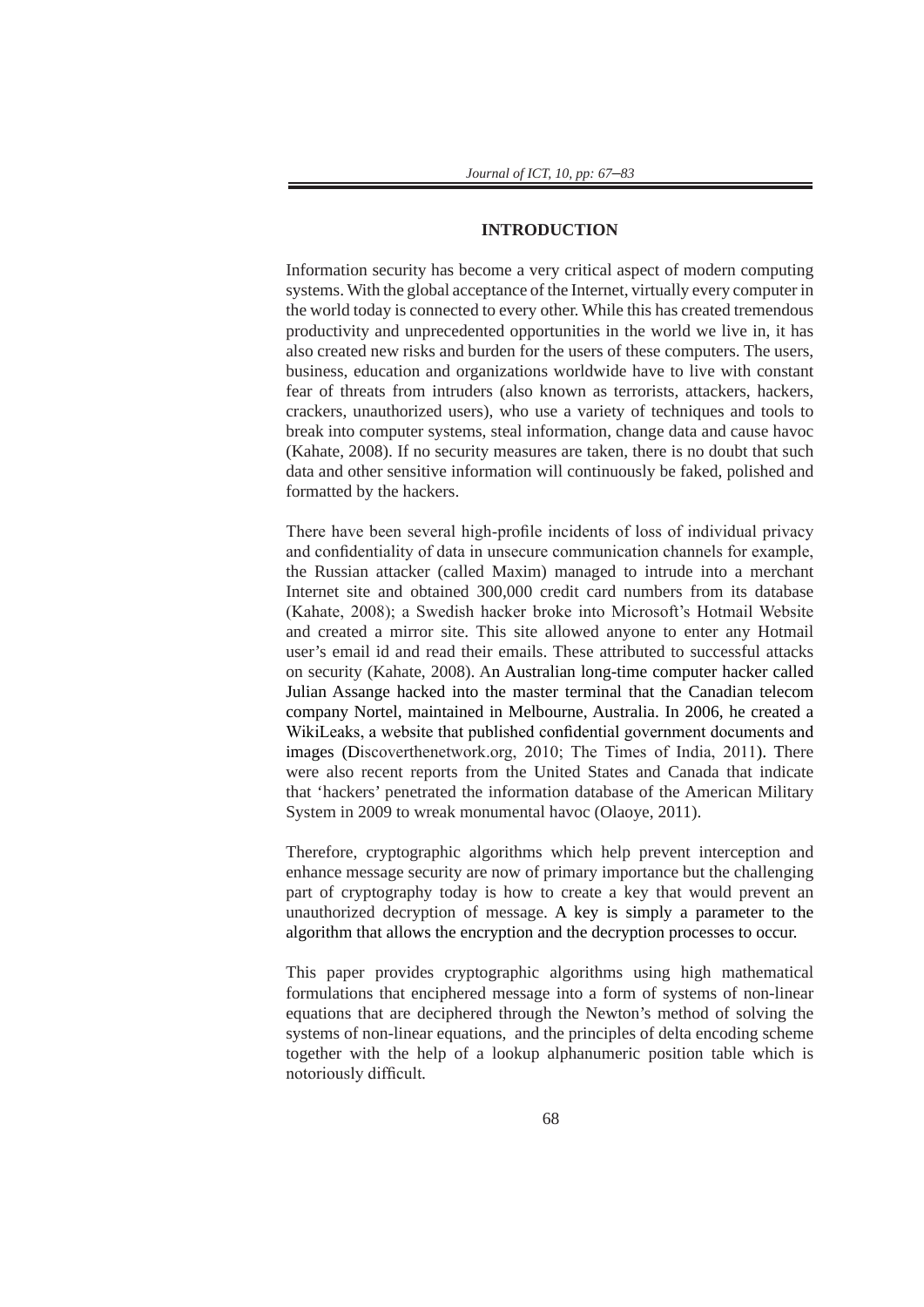## INTRODUCTION

Information security has become a very critical aspect of modern computing systems. With the global acceptance of the Internet, virtually every computer in the world today is connected to every other. While this has created tremendous productivity and unprecedented opportunities in the world we live in, it has also created new risks and burden for the users of these computers. The users, business, education and organizations worldwide have to live with constant fear of threats from intruders (also known as terrorists, attackers, hackers, crackers, unauthorized users), who use a variety of techniques and tools to break into computer systems, steal information, change data and cause havoc (Kahate, 2008). If no security measures are taken, there is no doubt that such data and other sensitive information will continuously be faked, polished and formatted by the hackers.

There have been several high-profile incidents of loss of individual privacy and confidentiality of data in unsecure communication channels for example, the Russian attacker (called Maxim) managed to intrude into a merchant Internet site and obtained 300,000 credit card numbers from its database (Kahate, 2008); a Swedish hacker broke into Microsoft's Hotmail Website and created a mirror site. This site allowed anyone to enter any Hotmail user's email id and read their emails. These attributed to successful attacks on security (Kahate, 2008). An Australian long-time computer hacker called Julian Assange hacked into the master terminal that the Canadian telecom company Nortel, maintained in Melbourne, Australia. In 2006, he created a WikiLeaks, a website that published confidential government documents and images (Discoverthenetwork.org, 2010; The Times of India, 2011). There were also recent reports from the United States and Canada that indicate that 'hackers' penetrated the information database of the American Military System in 2009 to wreak monumental havoc (Olaoye, 2011).

Therefore, cryptographic algorithms which help prevent interception and enhance message security are now of primary importance but the challenging part of cryptography today is how to create a key that would prevent an unauthorized decryption of message. A key is simply a parameter to the algorithm that allows the encryption and the decryption processes to occur.

This paper provides cryptographic algorithms using high mathematical formulations that enciphered message into a form of systems of non-linear equations that are deciphered through the Newton's method of solving the systems of non-linear equations, and the principles of delta encoding scheme together with the help of a lookup alphanumeric position table which is notoriously difficult.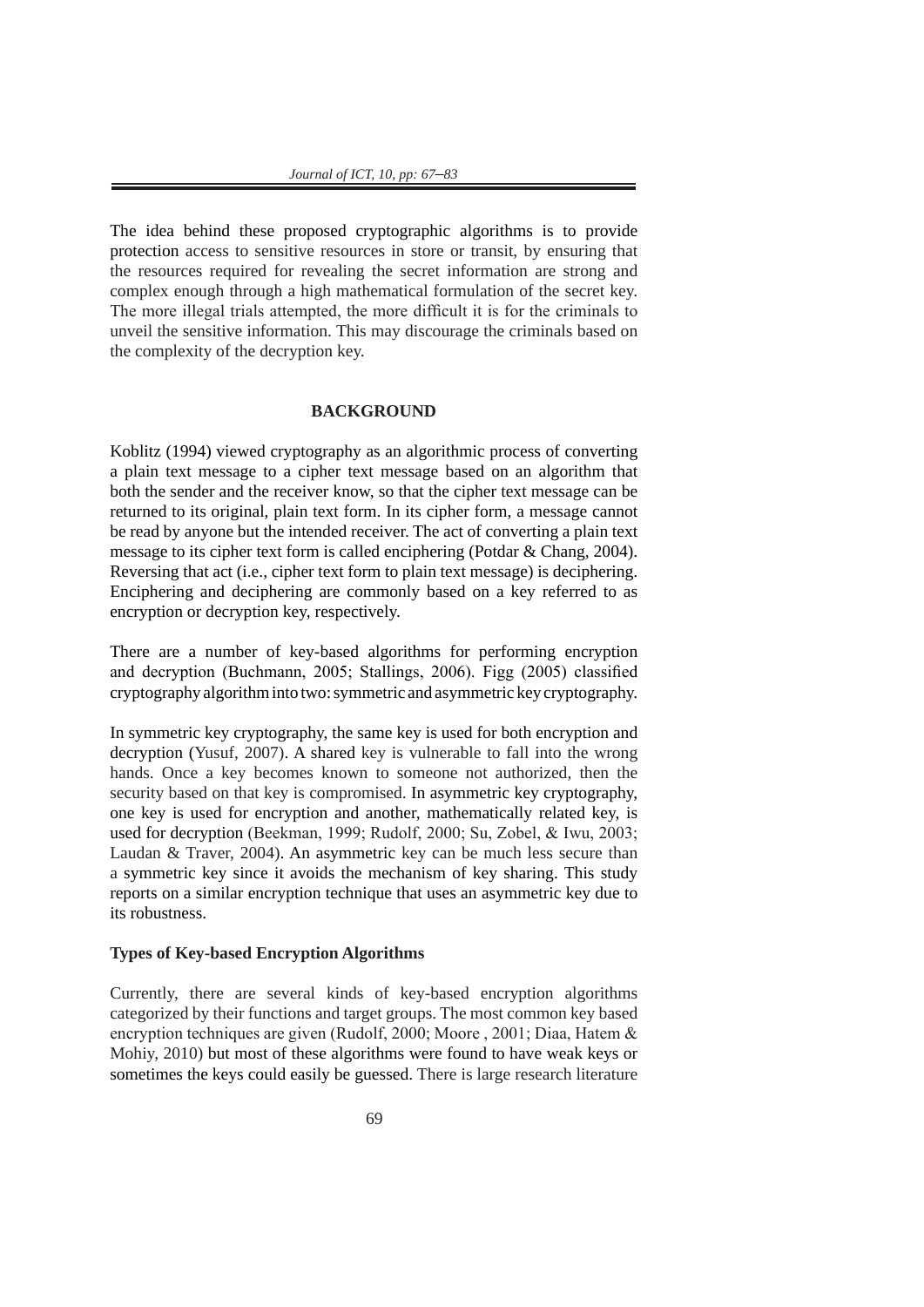The idea behind these proposed cryptographic algorithms is to provide protection access to sensitive resources in store or transit, by ensuring that the resources required for revealing the secret information are strong and complex enough through a high mathematical formulation of the secret key. The more illegal trials attempted, the more difficult it is for the criminals to unveil the sensitive information. This may discourage the criminals based on the complexity of the decryption key.

## BACKGROUND

Koblitz (1994) viewed cryptography as an algorithmic process of converting a plain text message to a cipher text message based on an algorithm that both the sender and the receiver know, so that the cipher text message can be returned to its original, plain text form. In its cipher form, a message cannot be read by anyone but the intended receiver. The act of converting a plain text message to its cipher text form is called enciphering (Potdar & Chang, 2004). Reversing that act (i.e., cipher text form to plain text message) is deciphering. Enciphering and deciphering are commonly based on a key referred to as encryption or decryption key, respectively.

There are a number of key-based algorithms for performing encryption and decryption (Buchmann, 2005; Stallings, 2006). Figg (2005) classified cryptography algorithm into two: symmetric and asymmetric key cryptography.

In symmetric key cryptography, the same key is used for both encryption and decryption (Yusuf, 2007). A shared key is vulnerable to fall into the wrong hands. Once a key becomes known to someone not authorized, then the security based on that key is compromised. In asymmetric key cryptography, one key is used for encryption and another, mathematically related key, is used for decryption (Beekman, 1999; Rudolf, 2000; Su, Zobel, & Iwu, 2003; Laudan & Traver, 2004). An asymmetric key can be much less secure than a symmetric key since it avoids the mechanism of key sharing. This study reports on a similar encryption technique that uses an asymmetric key due to its robustness.

### Types of Key-based Encryption Algorithms

Currently, there are several kinds of key-based encryption algorithms categorized by their functions and target groups. The most common key based encryption techniques are given (Rudolf, 2000; Moore , 2001; Diaa, Hatem & Mohiy, 2010) but most of these algorithms were found to have weak keys or sometimes the keys could easily be guessed. There is large research literature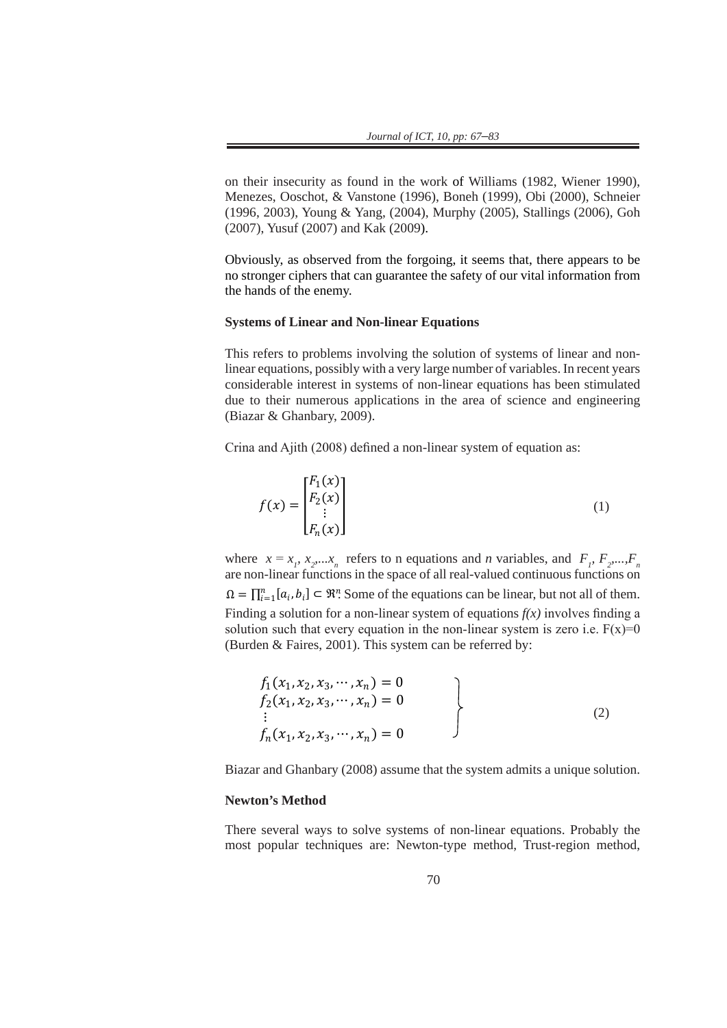on their insecurity as found in the work of Williams (1982, Wiener 1990), Menezes, Ooschot, & Vanstone (1996), Boneh (1999), Obi (2000), Schneier (1996, 2003), Young & Yang, (2004), Murphy (2005), Stallings (2006), Goh (2007), Yusuf (2007) and Kak (2009).

Obviously, as observed from the forgoing, it seems that, there appears to be no stronger ciphers that can guarantee the safety of our vital information from the hands of the enemy.

**Systems of Linear and Non-linear Equations**

This refers to problems involving the solution of systems of linear and non-linear equations, possibly with a very large number of variables. In recent years considerable interest in systems of non-linear equations has been stimulated due to their numerous applications in the area of science and engineering (Biazar & Ghanbary, 2009).

Crina and Ajith (2008) defined a non-linear system of equation as:

$$f(x) = \begin{bmatrix} F_1(x) \\ F_2(x) \\ \vdots \\ F_n(x) \end{bmatrix} \tag{1}$$

where $x = x_1, x_2, \ldots x_n$ refers to n equations and *n* variables, and $F_1, F_2, \ldots, F_n$ are non-linear functions in the space of all real-valued continuous functions on $\Omega = \prod_{i=1}^{n}[a_i, b_i] \subset \Re^n$. Some of the equations can be linear, but not all of them. Finding a solution for a non-linear system of equations *f(x)* involves finding a solution such that every equation in the non-linear system is zero i.e. $F(x)=0$ (Burden & Faires, 2001). This system can be referred by:

$$\left.\begin{aligned} &f_1(x_1, x_2, x_3, \cdots, x_n) = 0 \\ &f_2(x_1, x_2, x_3, \cdots, x_n) = 0 \\ &\vdots \\ &f_n(x_1, x_2, x_3, \cdots, x_n) = 0 \end{aligned}\right\} \tag{2}$$

Biazar and Ghanbary (2008) assume that the system admits a unique solution.

**Newton's Method**

There several ways to solve systems of non-linear equations. Probably the most popular techniques are: Newton-type method, Trust-region method,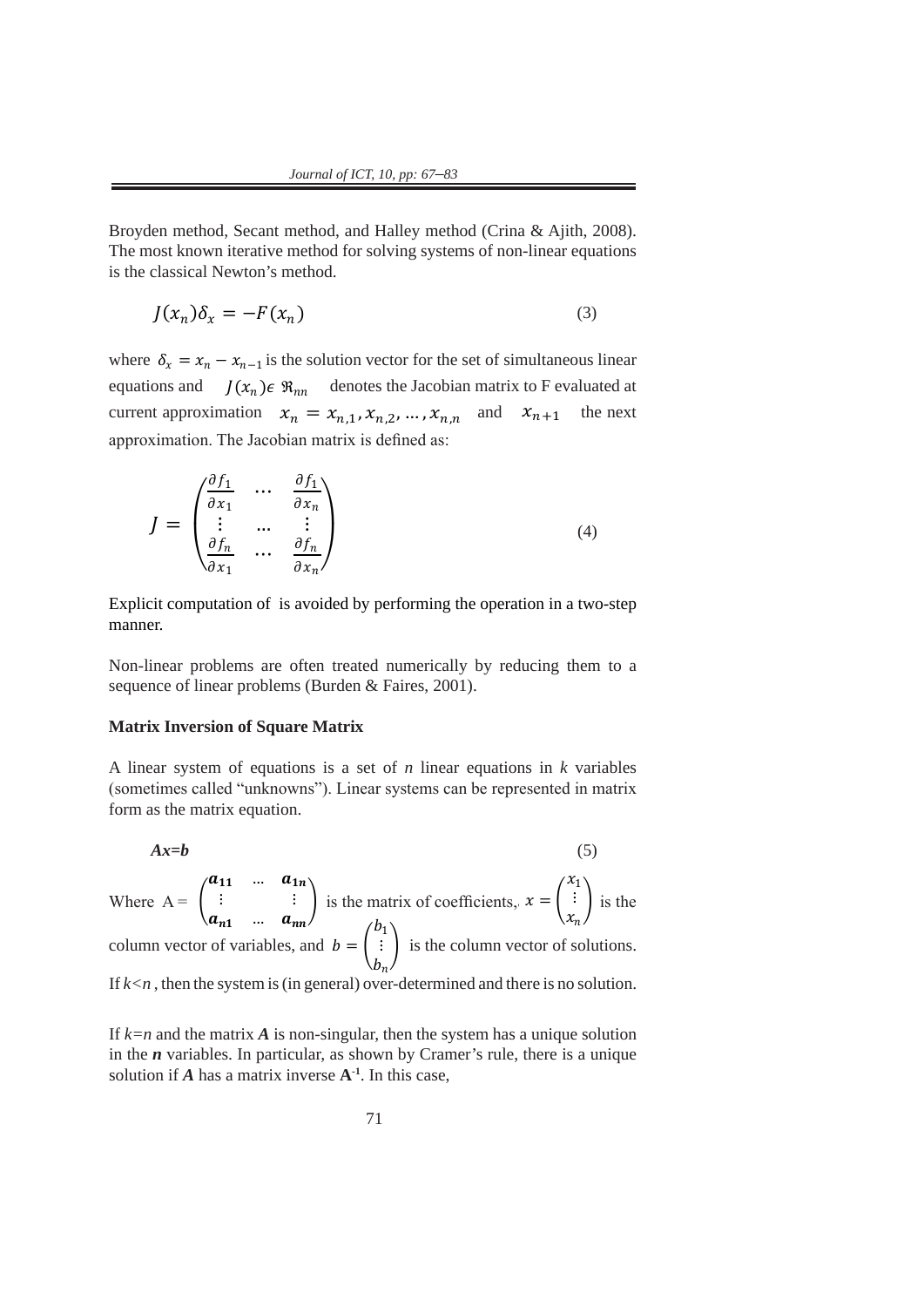Broyden method, Secant method, and Halley method (Crina & Ajith, 2008). The most known iterative method for solving systems of non-linear equations is the classical Newton's method.

$$J(x_n)\delta_x = -F(x_n) \tag{3}$$

where $\delta_x = x_n - x_{n-1}$ is the solution vector for the set of simultaneous linear equations and $J(x_n) \epsilon\ \Re_{nn}$ denotes the Jacobian matrix to F evaluated at current approximation $x_n = x_{n,1}, x_{n,2}, \ldots, x_{n,n}$ and $x_{n+1}$ the next approximation. The Jacobian matrix is defined as:

$$J = \begin{pmatrix} \frac{\partial f_1}{\partial x_1} & \cdots & \frac{\partial f_1}{\partial x_n} \\ \vdots & \ldots & \vdots \\ \frac{\partial f_n}{\partial x_1} & \cdots & \frac{\partial f_n}{\partial x_n} \end{pmatrix} \tag{4}$$

Explicit computation of is avoided by performing the operation in a two-step manner.

Non-linear problems are often treated numerically by reducing them to a sequence of linear problems (Burden & Faires, 2001).

**Matrix Inversion of Square Matrix**

A linear system of equations is a set of *n* linear equations in *k* variables (sometimes called "unknowns"). Linear systems can be represented in matrix form as the matrix equation.

$$\boldsymbol{Ax=b} \tag{5}$$

Where $A = \begin{pmatrix} \boldsymbol{a_{11}} & \ldots & \boldsymbol{a_{1n}} \\ \vdots & & \vdots \\ \boldsymbol{a_{n1}} & \ldots & \boldsymbol{a_{nn}} \end{pmatrix}$ is the matrix of coefficients, $x = \begin{pmatrix} x_1 \\ \vdots \\ x_n \end{pmatrix}$ is the column vector of variables, and $b = \begin{pmatrix} b_1 \\ \vdots \\ b_n \end{pmatrix}$ is the column vector of solutions. If $k<n$, then the system is (in general) over-determined and there is no solution.

If $k=n$ and the matrix $\boldsymbol{A}$ is non-singular, then the system has a unique solution in the $\boldsymbol{n}$ variables. In particular, as shown by Cramer's rule, there is a unique solution if $\boldsymbol{A}$ has a matrix inverse $\mathbf{A}^{-1}$. In this case,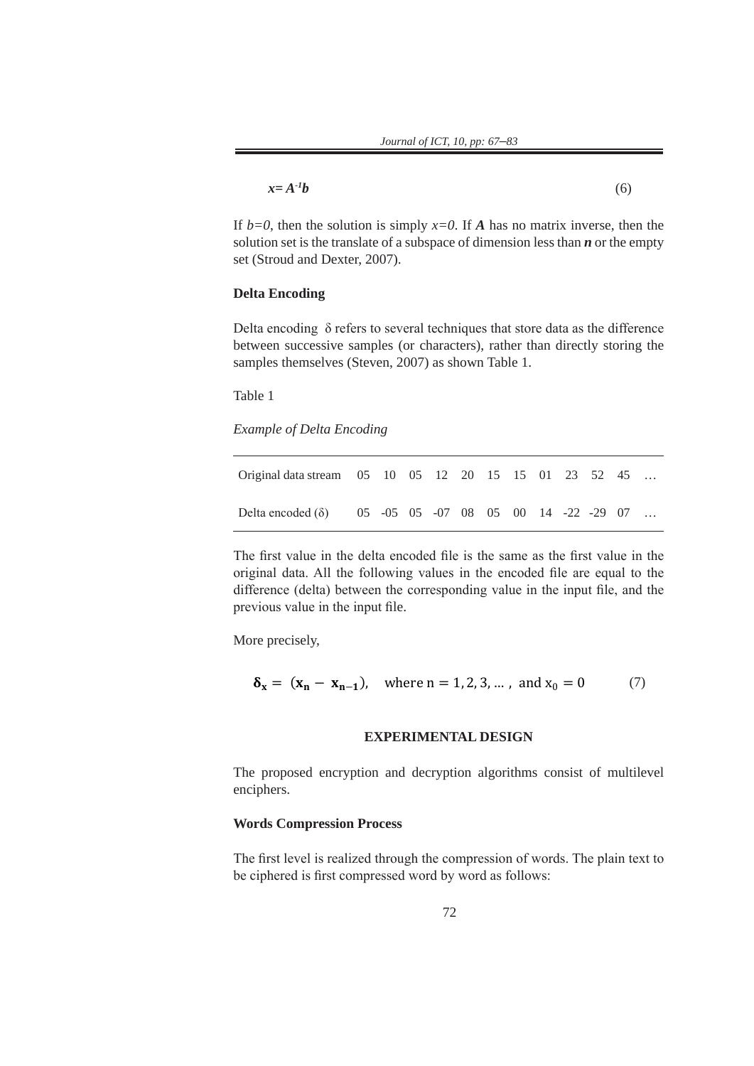$$x = A^{-1}b \tag{6}$$

If $b=0$, then the solution is simply $x=0$. If $A$ has no matrix inverse, then the solution set is the translate of a subspace of dimension less than $n$ or the empty set (Stroud and Dexter, 2007).

### Delta Encoding

Delta encoding δ refers to several techniques that store data as the difference between successive samples (or characters), rather than directly storing the samples themselves (Steven, 2007) as shown Table 1.

Table 1

*Example of Delta Encoding*

| | | | | | | | | | | | | |
|---|---|---|---|---|---|---|---|---|---|---|---|---|
| Original data stream | 05 | 10 | 05 | 12 | 20 | 15 | 15 | 01 | 23 | 52 | 45 | … |
| Delta encoded (δ) | 05 | -05 | 05 | -07 | 08 | 05 | 00 | 14 | -22 | -29 | 07 | … |

The first value in the delta encoded file is the same as the first value in the original data. All the following values in the encoded file are equal to the difference (delta) between the corresponding value in the input file, and the previous value in the input file.

More precisely,

$$\boldsymbol{\delta_x} = (\mathbf{x_n} - \mathbf{x_{n-1}}), \quad \text{where } n = 1, 2, 3, \ldots, \text{ and } x_0 = 0 \tag{7}$$

## EXPERIMENTAL DESIGN

The proposed encryption and decryption algorithms consist of multilevel enciphers.

### Words Compression Process

The first level is realized through the compression of words. The plain text to be ciphered is first compressed word by word as follows: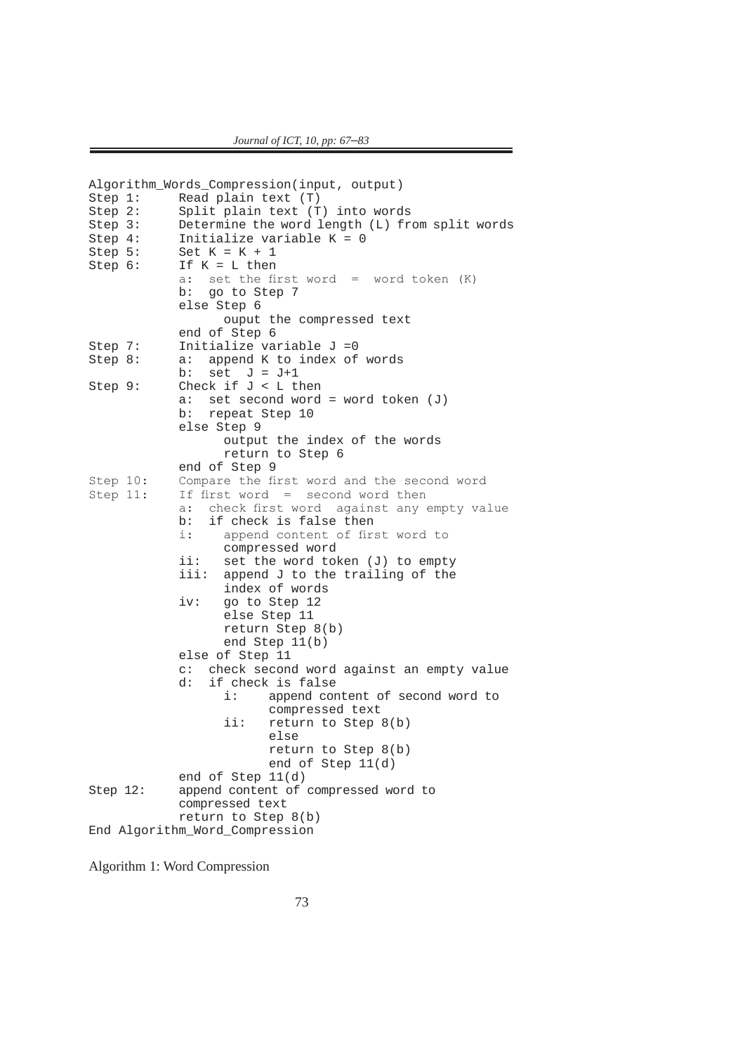```
Algorithm_Words_Compression(input, output)
Step 1:     Read plain text (T)
Step 2:     Split plain text (T) into words
Step 3:     Determine the word length (L) from split words
Step 4:     Initialize variable K = 0
Step 5:     Set K = K + 1
Step 6:     If K = L then
            a:  set the first word  =  word token (K)
            b:  go to Step 7
            else Step 6
                  ouput the compressed text
            end of Step 6
Step 7:     Initialize variable J =0
Step 8:     a:  append K to index of words
            b:  set  J = J+1
Step 9:     Check if J < L then
            a:  set second word = word token (J)
            b:  repeat Step 10
            else Step 9
                  output the index of the words
                  return to Step 6
            end of Step 9
Step 10:    Compare the first word and the second word
Step 11:    If first word  =  second word then
            a:  check first word  against any empty value
            b:  if check is false then
            i:    append content of first word to
                  compressed word
            ii:   set the word token (J) to empty
            iii:  append J to the trailing of the
                  index of words
            iv:   go to Step 12
                  else Step 11
                  return Step 8(b)
                  end Step 11(b)
            else of Step 11
            c:  check second word against an empty value
            d:  if check is false
                  i:    append content of second word to
                        compressed text
                  ii:   return to Step 8(b)
                        else
                        return to Step 8(b)
                        end of Step 11(d)
            end of Step 11(d)
Step 12:    append content of compressed word to
            compressed text
            return to Step 8(b)
End Algorithm_Word_Compression
```

Algorithm 1: Word Compression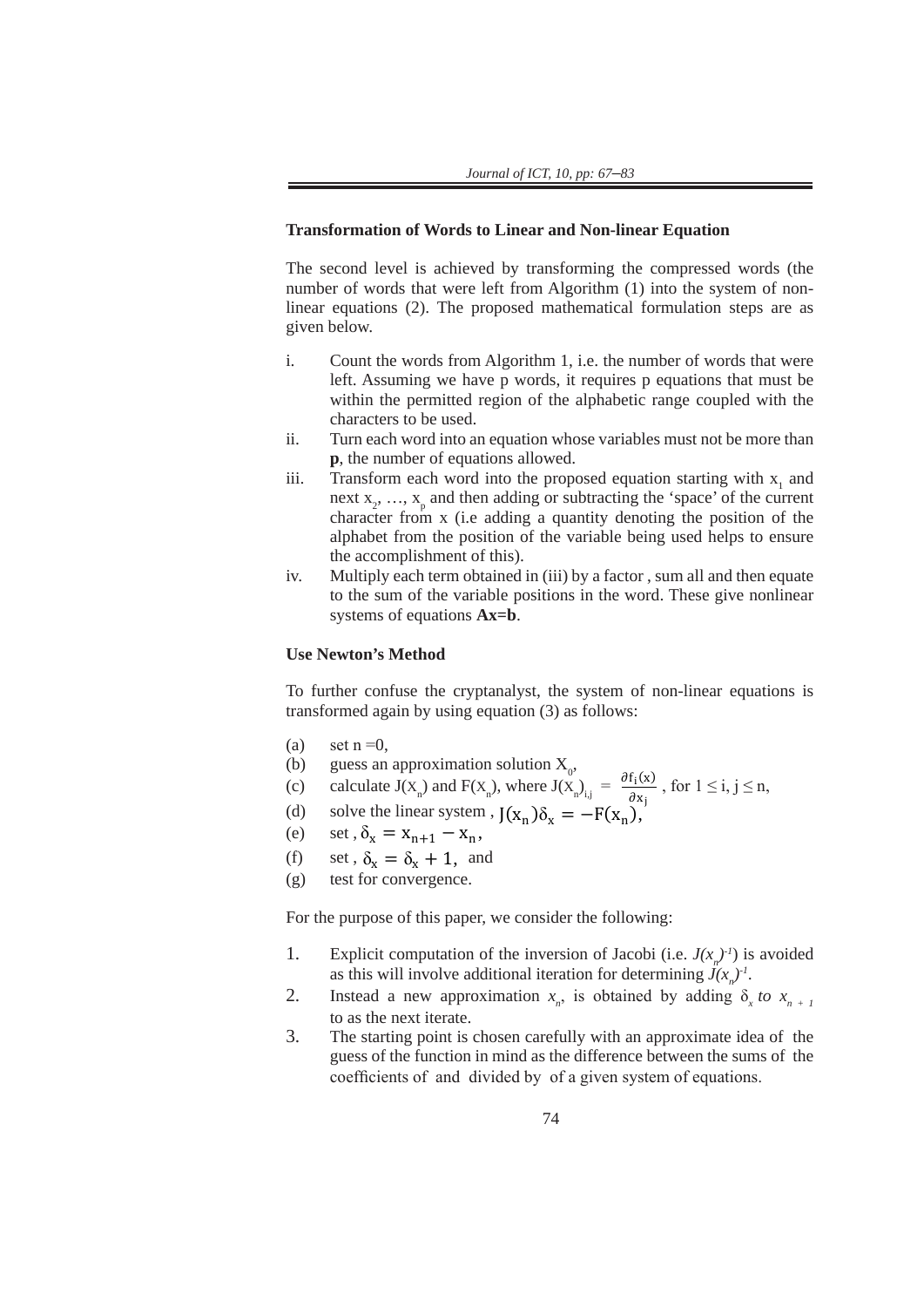**Transformation of Words to Linear and Non-linear Equation**

The second level is achieved by transforming the compressed words (the number of words that were left from Algorithm (1) into the system of non-linear equations (2). The proposed mathematical formulation steps are as given below.

i. Count the words from Algorithm 1, i.e. the number of words that were left. Assuming we have p words, it requires p equations that must be within the permitted region of the alphabetic range coupled with the characters to be used.
ii. Turn each word into an equation whose variables must not be more than **p**, the number of equations allowed.
iii. Transform each word into the proposed equation starting with $x_1$ and next $x_2, \ldots, x_p$ and then adding or subtracting the 'space' of the current character from x (i.e adding a quantity denoting the position of the alphabet from the position of the variable being used helps to ensure the accomplishment of this).
iv. Multiply each term obtained in (iii) by a factor , sum all and then equate to the sum of the variable positions in the word. These give nonlinear systems of equations **Ax=b**.

**Use Newton's Method**

To further confuse the cryptanalyst, the system of non-linear equations is transformed again by using equation (3) as follows:

(a) set n =0,
(b) guess an approximation solution $X_0$,
(c) calculate $J(X_n)$ and $F(X_n)$, where $J(X_n)_{i,j} = \frac{\partial f_i(x)}{\partial x_j}$ , for $1 \leq i, j \leq n$,
(d) solve the linear system , $J(x_n)\delta_x = -F(x_n)$,
(e) set , $\delta_x = x_{n+1} - x_n$,
(f) set , $\delta_x = \delta_x + 1$, and
(g) test for convergence.

For the purpose of this paper, we consider the following:

1. Explicit computation of the inversion of Jacobi (i.e. $J(x_n)^{-1}$) is avoided as this will involve additional iteration for determining $J(x_n)^{-1}$.
2. Instead a new approximation $x_n$, is obtained by adding $\delta_x$ *to* $x_{n+1}$ to as the next iterate.
3. The starting point is chosen carefully with an approximate idea of the guess of the function in mind as the difference between the sums of the coefficients of and divided by of a given system of equations.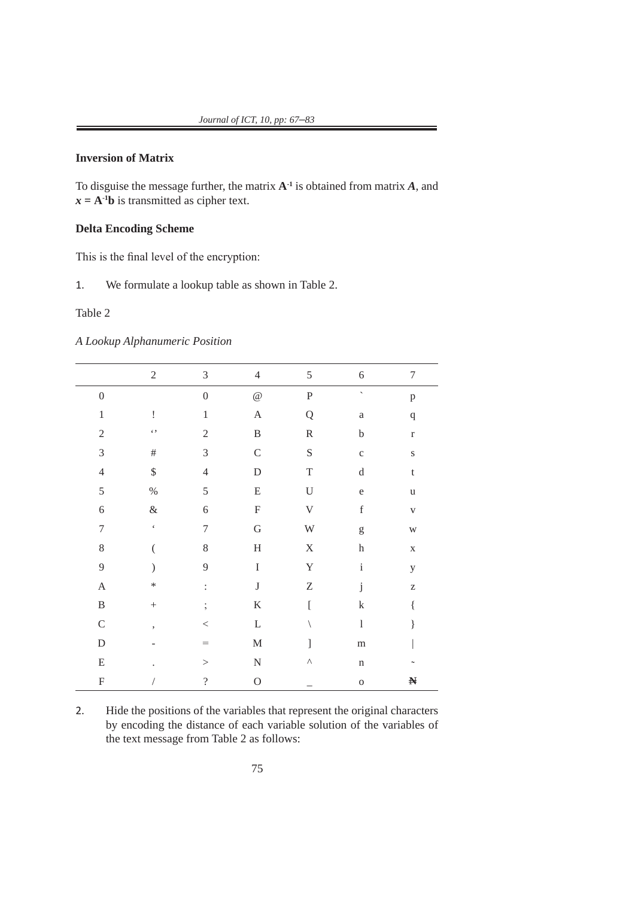**Inversion of Matrix**

To disguise the message further, the matrix $\mathbf{A}^{-1}$ is obtained from matrix $\boldsymbol{A}$, and $\boldsymbol{x} = \mathbf{A}^{-1}\mathbf{b}$ is transmitted as cipher text.

**Delta Encoding Scheme**

This is the final level of the encryption:

1. We formulate a lookup table as shown in Table 2.

Table 2

*A Lookup Alphanumeric Position*

| | 2 | 3 | 4 | 5 | 6 | 7 |
|---|---|---|---|---|---|---|
| 0 | | 0 | @ | P | ` | p |
| 1 | ! | 1 | A | Q | a | q |
| 2 | ‘’ | 2 | B | R | b | r |
| 3 | # | 3 | C | S | c | s |
| 4 | $ | 4 | D | T | d | t |
| 5 | % | 5 | E | U | e | u |
| 6 | & | 6 | F | V | f | v |
| 7 | ‘ | 7 | G | W | g | w |
| 8 | ( | 8 | H | X | h | x |
| 9 | ) | 9 | I | Y | i | y |
| A | * | : | J | Z | j | z |
| B | + | ; | K | [ | k | { |
| C | , | < | L | \ | l | } |
| D | - | = | M | ] | m | \| |
| E | . | > | N | ^ | n | ~ |
| F | / | ? | O | _ | o | ₦ |

2. Hide the positions of the variables that represent the original characters by encoding the distance of each variable solution of the variables of the text message from Table 2 as follows: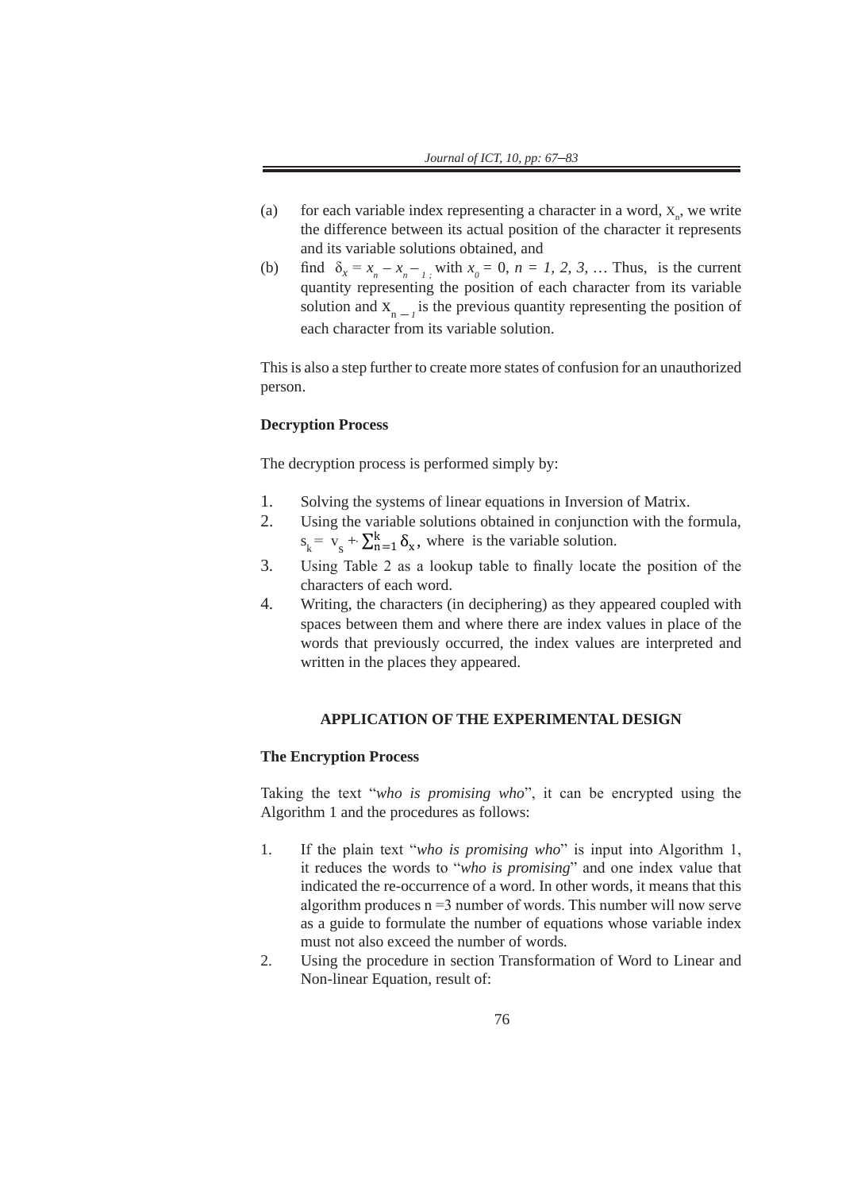(a) for each variable index representing a character in a word, $x_n$, we write the difference between its actual position of the character it represents and its variable solutions obtained, and

(b) find $\delta_x = x_n - x_{n-1}$; with $x_0 = 0$, $n = 1, 2, 3, \ldots$ Thus, is the current quantity representing the position of each character from its variable solution and $x_{n-1}$ is the previous quantity representing the position of each character from its variable solution.

This is also a step further to create more states of confusion for an unauthorized person.

**Decryption Process**

The decryption process is performed simply by:

1. Solving the systems of linear equations in Inversion of Matrix.
2. Using the variable solutions obtained in conjunction with the formula, $s_k = v_s + \sum_{n=1}^{k} \delta_x$, where is the variable solution.
3. Using Table 2 as a lookup table to finally locate the position of the characters of each word.
4. Writing, the characters (in deciphering) as they appeared coupled with spaces between them and where there are index values in place of the words that previously occurred, the index values are interpreted and written in the places they appeared.

## APPLICATION OF THE EXPERIMENTAL DESIGN

**The Encryption Process**

Taking the text "*who is promising who*", it can be encrypted using the Algorithm 1 and the procedures as follows:

1. If the plain text "*who is promising who*" is input into Algorithm 1, it reduces the words to "*who is promising*" and one index value that indicated the re-occurrence of a word. In other words, it means that this algorithm produces n =3 number of words. This number will now serve as a guide to formulate the number of equations whose variable index must not also exceed the number of words.
2. Using the procedure in section Transformation of Word to Linear and Non-linear Equation, result of: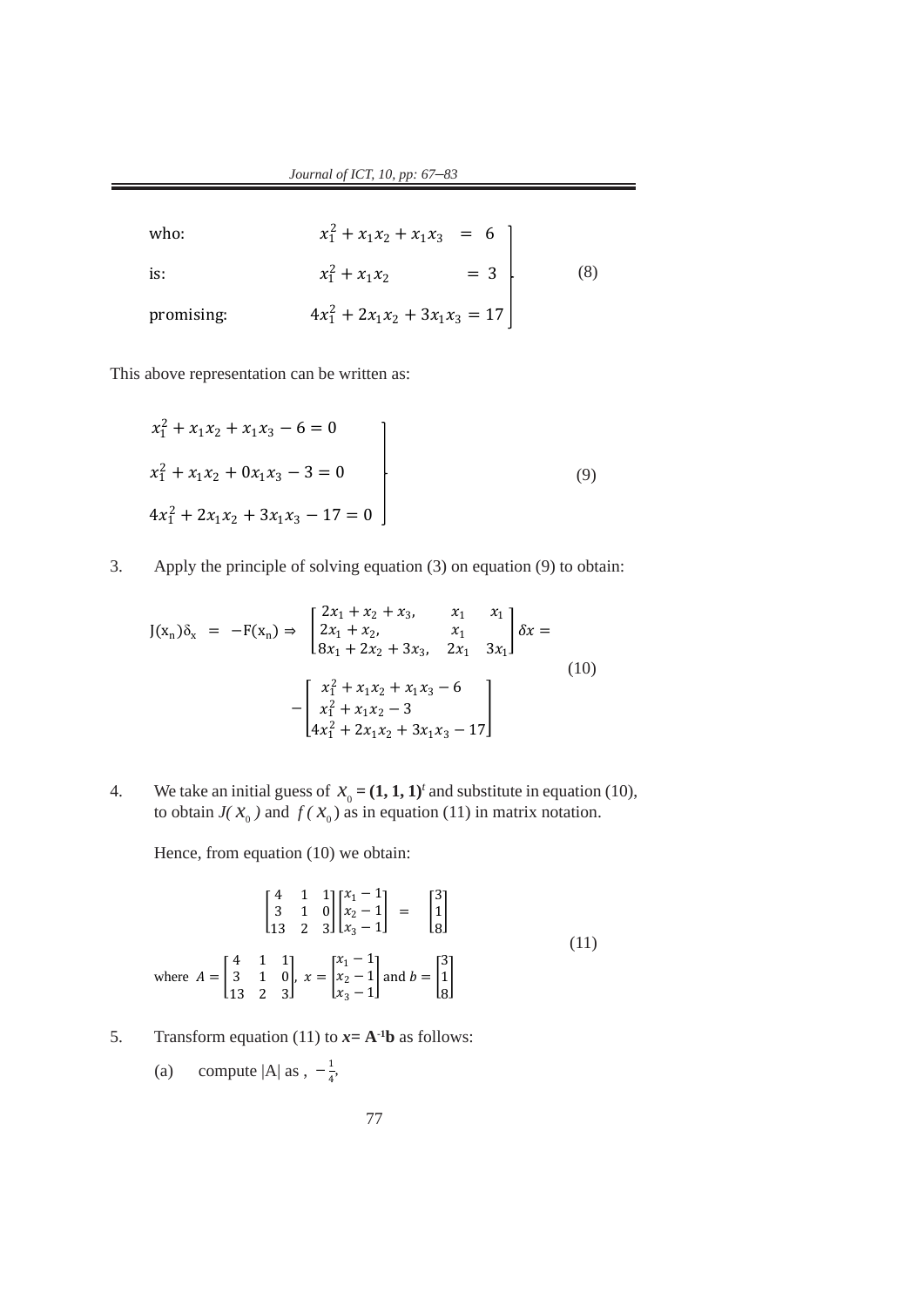$$
\left.\begin{array}{lr}
\text{who:} & x_1^2 + x_1x_2 + x_1x_3 \;=\; 6 \\
\text{is:} & x_1^2 + x_1x_2 \qquad\quad = \;3 \\
\text{promising:} & 4x_1^2 + 2x_1x_2 + 3x_1x_3 = 17
\end{array}\right] \tag{8}
$$

This above representation can be written as:

$$
\left.\begin{array}{l}
x_1^2 + x_1x_2 + x_1x_3 - 6 = 0 \\
x_1^2 + x_1x_2 + 0x_1x_3 - 3 = 0 \\
4x_1^2 + 2x_1x_2 + 3x_1x_3 - 17 = 0
\end{array}\right] \tag{9}
$$

3. Apply the principle of solving equation (3) on equation (9) to obtain:

$$
\mathrm{J}(\mathrm{x_n})\delta_{\mathrm{x}} \;=\; -\mathrm{F}(\mathrm{x_n}) \Rightarrow \begin{bmatrix} 2x_1 + x_2 + x_3, & x_1 & x_1 \\ 2x_1 + x_2, & x_1 & \\ 8x_1 + 2x_2 + 3x_3, & 2x_1 & 3x_1 \end{bmatrix} \delta x = -\begin{bmatrix} x_1^2 + x_1x_2 + x_1x_3 - 6 \\ x_1^2 + x_1x_2 - 3 \\ 4x_1^2 + 2x_1x_2 + 3x_1x_3 - 17 \end{bmatrix} \tag{10}
$$

4. We take an initial guess of $X_0 = \mathbf{(1, 1, 1)}^t$ and substitute in equation (10), to obtain $J(X_0)$ and $f(X_0)$ as in equation (11) in matrix notation.

   Hence, from equation (10) we obtain:

$$
\begin{bmatrix} 4 & 1 & 1 \\ 3 & 1 & 0 \\ 13 & 2 & 3 \end{bmatrix} \begin{bmatrix} x_1 - 1 \\ x_2 - 1 \\ x_3 - 1 \end{bmatrix} = \begin{bmatrix} 3 \\ 1 \\ 8 \end{bmatrix}
$$

$$
\text{where } A = \begin{bmatrix} 4 & 1 & 1 \\ 3 & 1 & 0 \\ 13 & 2 & 3 \end{bmatrix},\; x = \begin{bmatrix} x_1 - 1 \\ x_2 - 1 \\ x_3 - 1 \end{bmatrix} \text{ and } b = \begin{bmatrix} 3 \\ 1 \\ 8 \end{bmatrix} \tag{11}
$$

5. Transform equation (11) to $\mathbf{x = A^{-1}b}$ as follows:

   (a) compute |A| as , $-\frac{1}{4}$,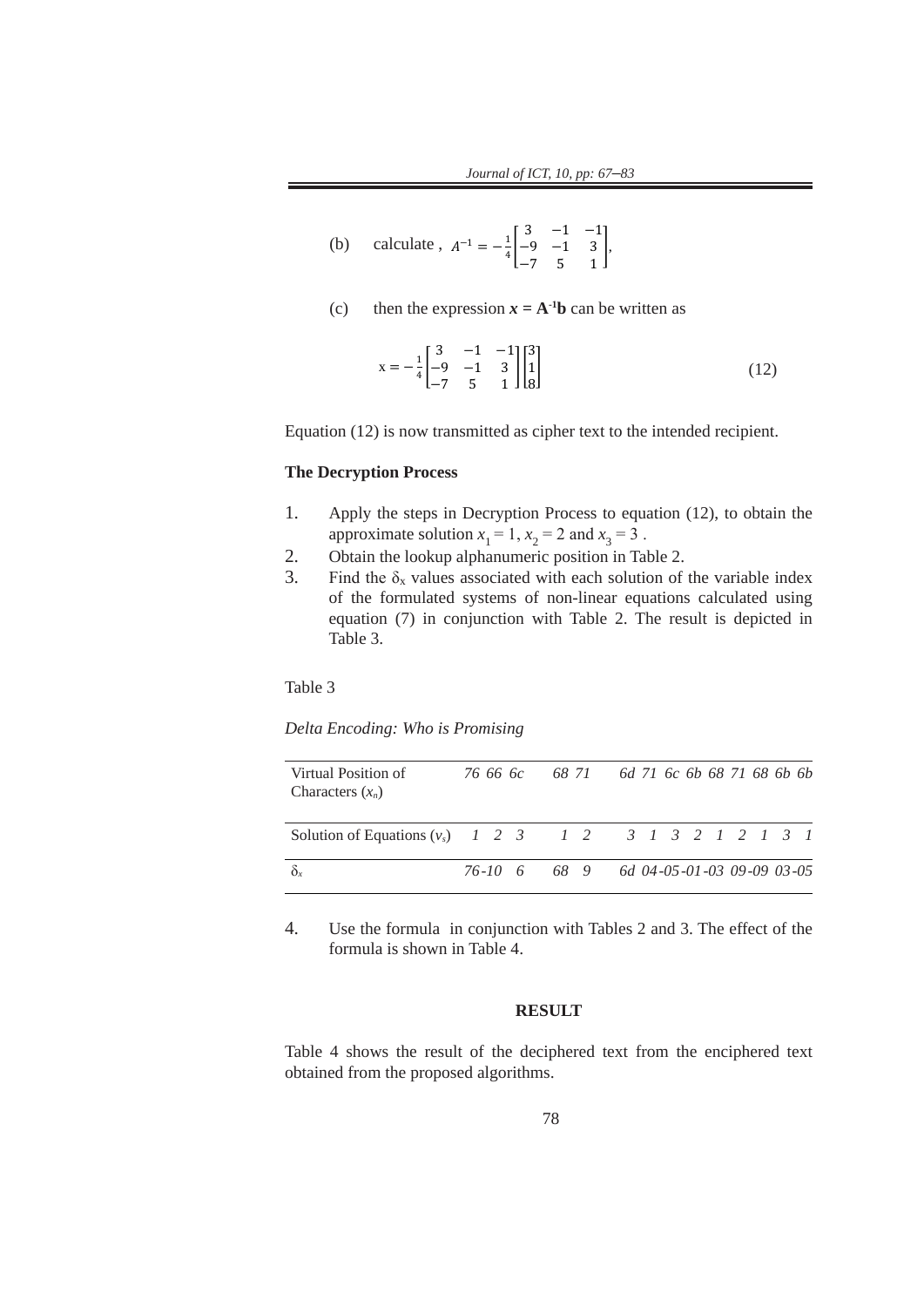(b) calculate , $A^{-1} = -\frac{1}{4}\begin{bmatrix} 3 & -1 & -1 \\ -9 & -1 & 3 \\ -7 & 5 & 1 \end{bmatrix}$,

(c) then the expression $\boldsymbol{x} = \mathbf{A^{-1}b}$ can be written as

$$x = -\frac{1}{4}\begin{bmatrix} 3 & -1 & -1 \\ -9 & -1 & 3 \\ -7 & 5 & 1 \end{bmatrix}\begin{bmatrix} 3 \\ 1 \\ 8 \end{bmatrix} \tag{12}$$

Equation (12) is now transmitted as cipher text to the intended recipient.

**The Decryption Process**

1. Apply the steps in Decryption Process to equation (12), to obtain the approximate solution $x_1 = 1$, $x_2 = 2$ and $x_3 = 3$ .
2. Obtain the lookup alphanumeric position in Table 2.
3. Find the $\delta_x$ values associated with each solution of the variable index of the formulated systems of non-linear equations calculated using equation (7) in conjunction with Table 2. The result is depicted in Table 3.

Table 3

*Delta Encoding: Who is Promising*

| Virtual Position of Characters ($x_n$) | *76 66 6c* | *68 71* | *6d 71 6c 6b 68 71 68 6b 6b* |
|---|---|---|---|
| Solution of Equations ($v_s$) | *1 2 3* | *1 2* | *3 1 3 2 1 2 1 3 1* |
| $\delta_x$ | *76-10 6* | *68 9* | *6d 04-05-01-03 09-09 03-05* |

4. Use the formula in conjunction with Tables 2 and 3. The effect of the formula is shown in Table 4.

**RESULT**

Table 4 shows the result of the deciphered text from the enciphered text obtained from the proposed algorithms.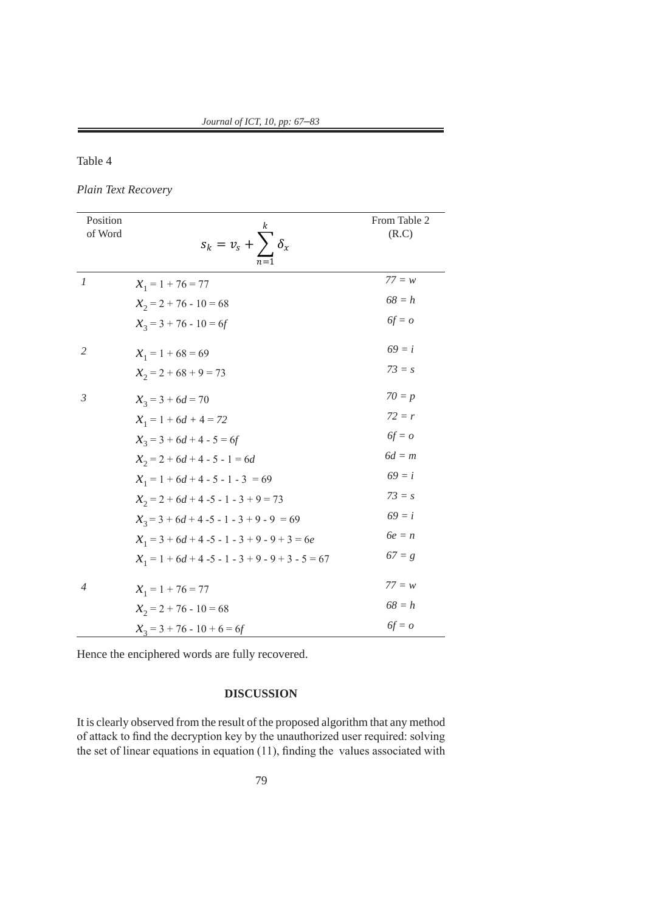Table 4

*Plain Text Recovery*

| Position of Word | $s_k = v_s + \sum_{n=1}^{k} \delta_x$ | From Table 2 (R.C) |
|---|---|---|
| *1* | $X_1 = 1 + 76 = 77$ | *77 = w* |
| | $X_2 = 2 + 76 - 10 = 68$ | *68 = h* |
| | $X_3 = 3 + 76 - 10 = 6f$ | *6f = o* |
| *2* | $X_1 = 1 + 68 = 69$ | *69 = i* |
| | $X_2 = 2 + 68 + 9 = 73$ | *73 = s* |
| *3* | $X_3 = 3 + 6d = 70$ | *70 = p* |
| | $X_1 = 1 + 6d + 4 = 72$ | *72 = r* |
| | $X_3 = 3 + 6d + 4 - 5 = 6f$ | *6f = o* |
| | $X_2 = 2 + 6d + 4 - 5 - 1 = 6d$ | *6d = m* |
| | $X_1 = 1 + 6d + 4 - 5 - 1 - 3 = 69$ | *69 = i* |
| | $X_2 = 2 + 6d + 4 - 5 - 1 - 3 + 9 = 73$ | *73 = s* |
| | $X_3 = 3 + 6d + 4 - 5 - 1 - 3 + 9 - 9 = 69$ | *69 = i* |
| | $X_1 = 3 + 6d + 4 - 5 - 1 - 3 + 9 - 9 + 3 = 6e$ | *6e = n* |
| | $X_1 = 1 + 6d + 4 - 5 - 1 - 3 + 9 - 9 + 3 - 5 = 67$ | *67 = g* |
| *4* | $X_1 = 1 + 76 = 77$ | *77 = w* |
| | $X_2 = 2 + 76 - 10 = 68$ | *68 = h* |
| | $X_3 = 3 + 76 - 10 + 6 = 6f$ | *6f = o* |

Hence the enciphered words are fully recovered.

## DISCUSSION

It is clearly observed from the result of the proposed algorithm that any method of attack to find the decryption key by the unauthorized user required: solving the set of linear equations in equation (11), finding the values associated with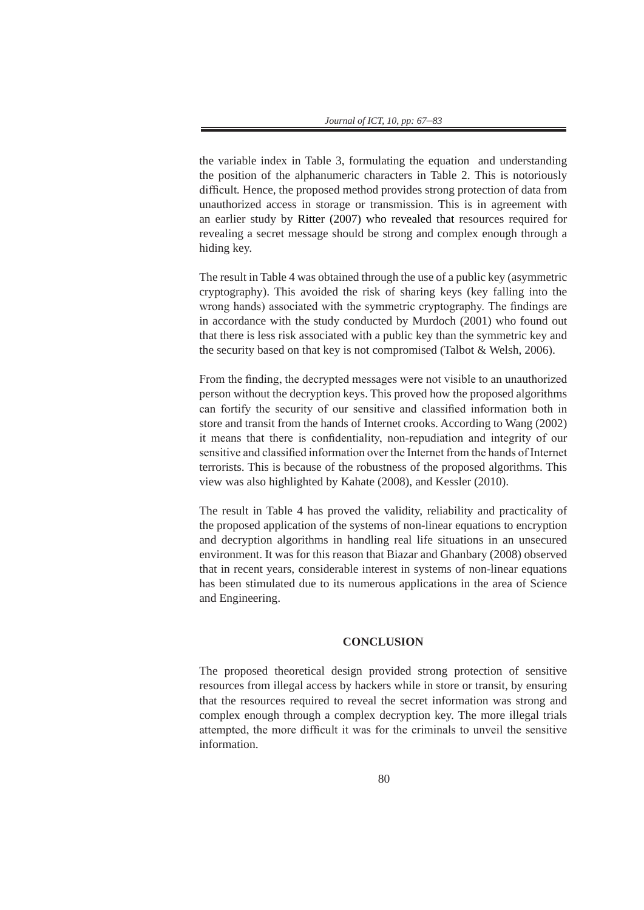the variable index in Table 3, formulating the equation  and understanding the position of the alphanumeric characters in Table 2. This is notoriously difficult. Hence, the proposed method provides strong protection of data from unauthorized access in storage or transmission. This is in agreement with an earlier study by Ritter (2007) who revealed that resources required for revealing a secret message should be strong and complex enough through a hiding key.

The result in Table 4 was obtained through the use of a public key (asymmetric cryptography). This avoided the risk of sharing keys (key falling into the wrong hands) associated with the symmetric cryptography. The findings are in accordance with the study conducted by Murdoch (2001) who found out that there is less risk associated with a public key than the symmetric key and the security based on that key is not compromised (Talbot & Welsh, 2006).

From the finding, the decrypted messages were not visible to an unauthorized person without the decryption keys. This proved how the proposed algorithms can fortify the security of our sensitive and classified information both in store and transit from the hands of Internet crooks. According to Wang (2002) it means that there is confidentiality, non-repudiation and integrity of our sensitive and classified information over the Internet from the hands of Internet terrorists. This is because of the robustness of the proposed algorithms. This view was also highlighted by Kahate (2008), and Kessler (2010).

The result in Table 4 has proved the validity, reliability and practicality of the proposed application of the systems of non-linear equations to encryption and decryption algorithms in handling real life situations in an unsecured environment. It was for this reason that Biazar and Ghanbary (2008) observed that in recent years, considerable interest in systems of non-linear equations has been stimulated due to its numerous applications in the area of Science and Engineering.

## CONCLUSION

The proposed theoretical design provided strong protection of sensitive resources from illegal access by hackers while in store or transit, by ensuring that the resources required to reveal the secret information was strong and complex enough through a complex decryption key. The more illegal trials attempted, the more difficult it was for the criminals to unveil the sensitive information.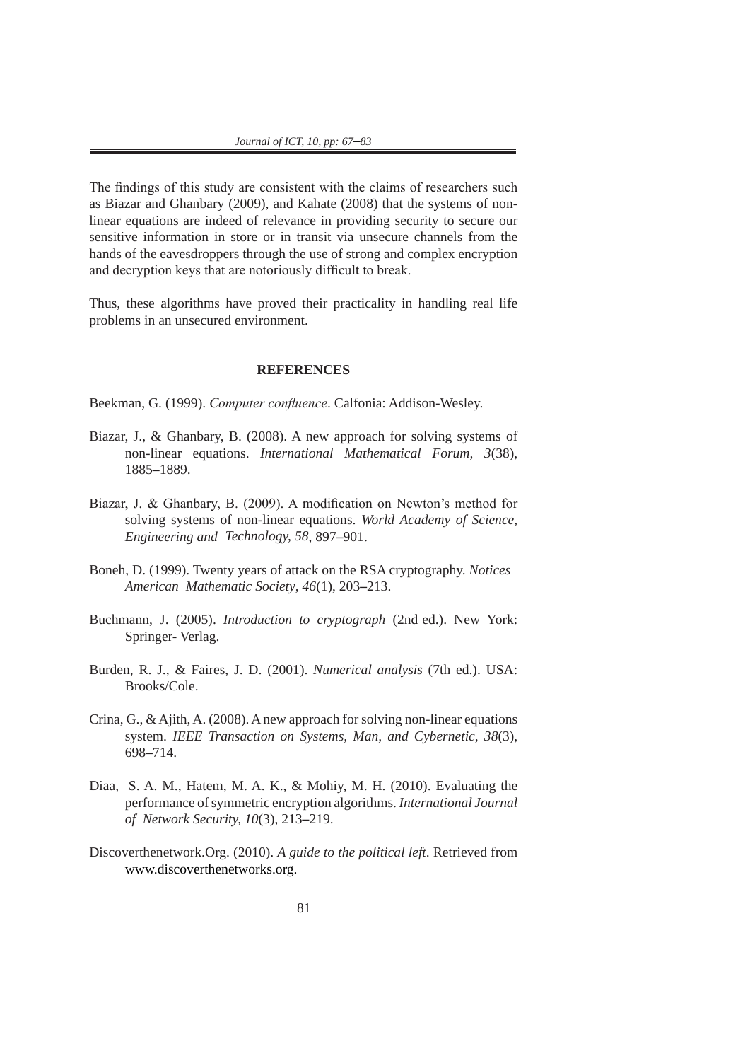The findings of this study are consistent with the claims of researchers such as Biazar and Ghanbary (2009), and Kahate (2008) that the systems of non-linear equations are indeed of relevance in providing security to secure our sensitive information in store or in transit via unsecure channels from the hands of the eavesdroppers through the use of strong and complex encryption and decryption keys that are notoriously difficult to break.

Thus, these algorithms have proved their practicality in handling real life problems in an unsecured environment.

## REFERENCES

Beekman, G. (1999). *Computer confluence*. Calfonia: Addison-Wesley.

Biazar, J., & Ghanbary, B. (2008). A new approach for solving systems of non-linear equations. *International Mathematical Forum, 3*(38), 1885–1889.

Biazar, J. & Ghanbary, B. (2009). A modification on Newton's method for solving systems of non-linear equations. *World Academy of Science, Engineering and Technology, 58*, 897–901.

Boneh, D. (1999). Twenty years of attack on the RSA cryptography. *Notices American Mathematic Society*, *46*(1), 203–213.

Buchmann, J. (2005). *Introduction to cryptograph* (2nd ed.). New York: Springer- Verlag.

Burden, R. J., & Faires, J. D. (2001). *Numerical analysis* (7th ed.). USA: Brooks/Cole.

Crina, G., & Ajith, A. (2008). A new approach for solving non-linear equations system. *IEEE Transaction on Systems, Man, and Cybernetic*, *38*(3), 698–714.

Diaa, S. A. M., Hatem, M. A. K., & Mohiy, M. H. (2010). Evaluating the performance of symmetric encryption algorithms. *International Journal of Network Security, 10*(3), 213–219.

Discoverthenetwork.Org. (2010). *A guide to the political left*. Retrieved from www.discoverthenetworks.org.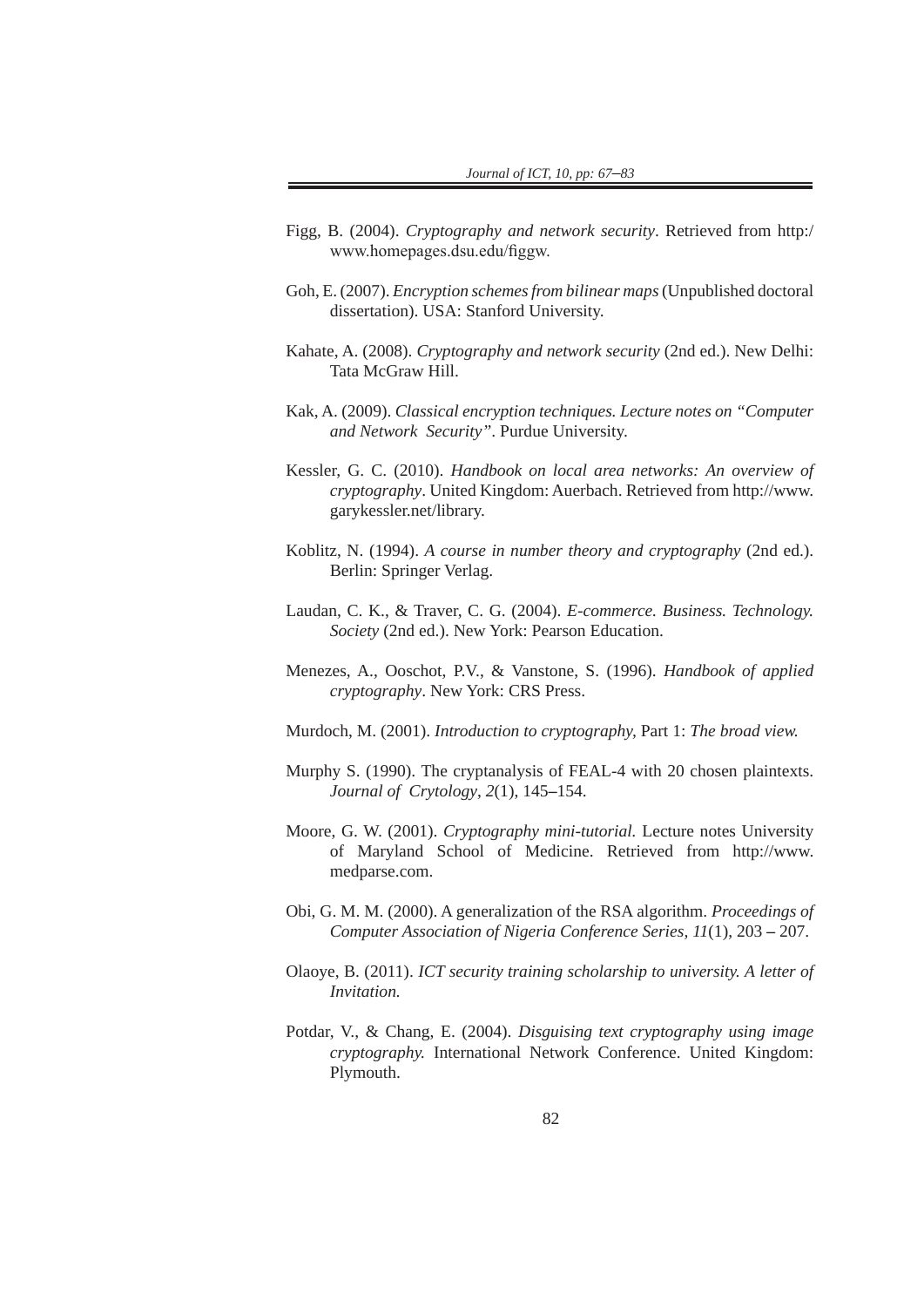Figg, B. (2004). *Cryptography and network security*. Retrieved from http:/ www.homepages.dsu.edu/figgw.

Goh, E. (2007). *Encryption schemes from bilinear maps* (Unpublished doctoral dissertation). USA: Stanford University.

Kahate, A. (2008). *Cryptography and network security* (2nd ed.). New Delhi: Tata McGraw Hill.

Kak, A. (2009). *Classical encryption techniques. Lecture notes on "Computer and Network Security"*. Purdue University.

Kessler, G. C. (2010). *Handbook on local area networks: An overview of cryptography*. United Kingdom: Auerbach. Retrieved from http://www.garykessler.net/library.

Koblitz, N. (1994). *A course in number theory and cryptography* (2nd ed.). Berlin: Springer Verlag.

Laudan, C. K., & Traver, C. G. (2004). *E-commerce. Business. Technology. Society* (2nd ed.). New York: Pearson Education.

Menezes, A., Ooschot, P.V., & Vanstone, S. (1996). *Handbook of applied cryptography*. New York: CRS Press.

Murdoch, M. (2001). *Introduction to cryptography,* Part 1: *The broad view.*

Murphy S. (1990). The cryptanalysis of FEAL-4 with 20 chosen plaintexts. *Journal of Crytology*, *2*(1), 145–154.

Moore, G. W. (2001). *Cryptography mini-tutorial.* Lecture notes University of Maryland School of Medicine. Retrieved from http://www.medparse.com.

Obi, G. M. M. (2000). A generalization of the RSA algorithm. *Proceedings of Computer Association of Nigeria Conference Series*, *11*(1), 203 – 207.

Olaoye, B. (2011). *ICT security training scholarship to university. A letter of Invitation.*

Potdar, V., & Chang, E. (2004). *Disguising text cryptography using image cryptography.* International Network Conference. United Kingdom: Plymouth.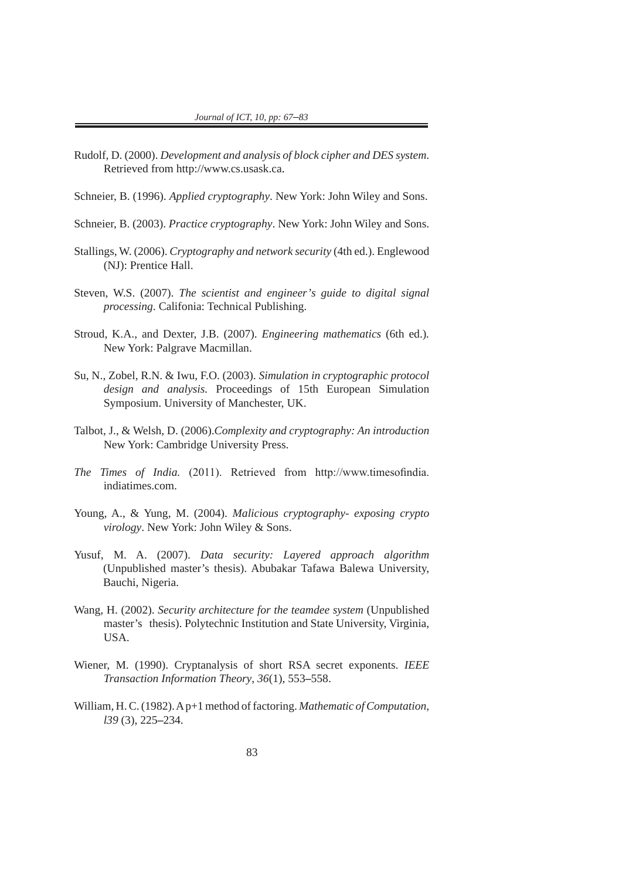Rudolf, D. (2000). *Development and analysis of block cipher and DES system*. Retrieved from http://www.cs.usask.ca.

Schneier, B. (1996). *Applied cryptography*. New York: John Wiley and Sons.

Schneier, B. (2003). *Practice cryptography*. New York: John Wiley and Sons.

Stallings, W. (2006). *Cryptography and network security* (4th ed.). Englewood (NJ): Prentice Hall.

Steven, W.S. (2007). *The scientist and engineer's guide to digital signal processing*. Califonia: Technical Publishing.

Stroud, K.A., and Dexter, J.B. (2007). *Engineering mathematics* (6th ed.). New York: Palgrave Macmillan.

Su, N., Zobel, R.N. & Iwu, F.O. (2003). *Simulation in cryptographic protocol design and analysis.* Proceedings of 15th European Simulation Symposium. University of Manchester, UK.

Talbot, J., & Welsh, D. (2006).*Complexity and cryptography: An introduction* New York: Cambridge University Press.

*The Times of India.* (2011). Retrieved from http://www.timesofindia.indiatimes.com.

Young, A., & Yung, M. (2004). *Malicious cryptography- exposing crypto virology*. New York: John Wiley & Sons.

Yusuf, M. A. (2007). *Data security: Layered approach algorithm* (Unpublished master's thesis). Abubakar Tafawa Balewa University, Bauchi, Nigeria.

Wang, H. (2002). *Security architecture for the teamdee system* (Unpublished master's thesis). Polytechnic Institution and State University, Virginia, USA.

Wiener, M. (1990). Cryptanalysis of short RSA secret exponents. *IEEE Transaction Information Theory*, *36*(1), 553–558.

William, H. C. (1982). A p+1 method of factoring. *Mathematic of Computation*, *l39* (3), 225–234.